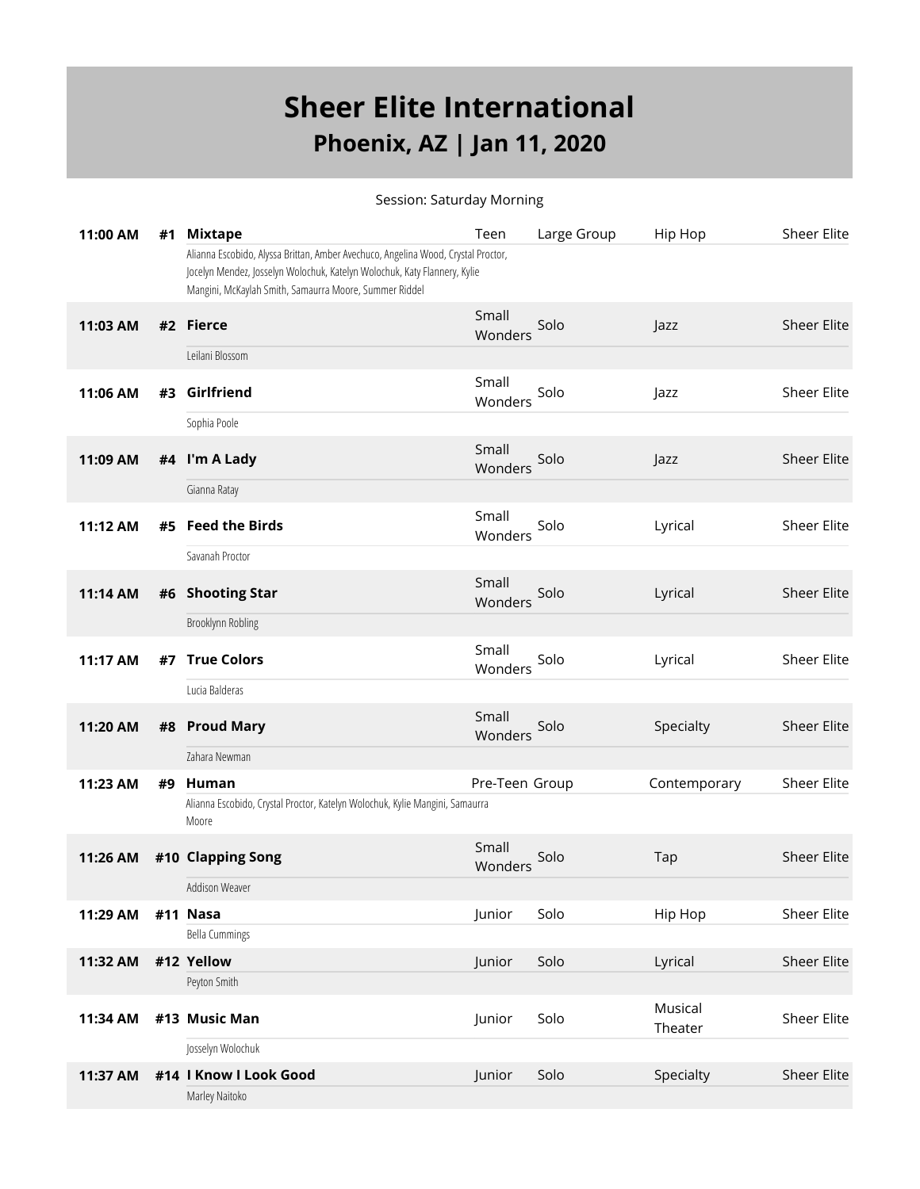# Sheer Elite International

## Phoenix, AZ | Jan 11, 2020

Session: Saturday Morning

| Time | # | Routine | Age | Category | Style | Studio |
|---|---|---|---|---|---|---|
| 11:00 AM | #1 | **Mixtape**<br>Alianna Escobido, Alyssa Brittan, Amber Avechuco, Angelina Wood, Crystal Proctor, Jocelyn Mendez, Josselyn Wolochuk, Katelyn Wolochuk, Katy Flannery, Kylie Mangini, McKaylah Smith, Samaurra Moore, Summer Riddel | Teen | Large Group | Hip Hop | Sheer Elite |
| 11:03 AM | #2 | **Fierce**<br>Leilani Blossom | Small Wonders | Solo | Jazz | Sheer Elite |
| 11:06 AM | #3 | **Girlfriend**<br>Sophia Poole | Small Wonders | Solo | Jazz | Sheer Elite |
| 11:09 AM | #4 | **I'm A Lady**<br>Gianna Ratay | Small Wonders | Solo | Jazz | Sheer Elite |
| 11:12 AM | #5 | **Feed the Birds**<br>Savanah Proctor | Small Wonders | Solo | Lyrical | Sheer Elite |
| 11:14 AM | #6 | **Shooting Star**<br>Brooklynn Robling | Small Wonders | Solo | Lyrical | Sheer Elite |
| 11:17 AM | #7 | **True Colors**<br>Lucia Balderas | Small Wonders | Solo | Lyrical | Sheer Elite |
| 11:20 AM | #8 | **Proud Mary**<br>Zahara Newman | Small Wonders | Solo | Specialty | Sheer Elite |
| 11:23 AM | #9 | **Human**<br>Alianna Escobido, Crystal Proctor, Katelyn Wolochuk, Kylie Mangini, Samaurra Moore | Pre-Teen | Group | Contemporary | Sheer Elite |
| 11:26 AM | #10 | **Clapping Song**<br>Addison Weaver | Small Wonders | Solo | Tap | Sheer Elite |
| 11:29 AM | #11 | **Nasa**<br>Bella Cummings | Junior | Solo | Hip Hop | Sheer Elite |
| 11:32 AM | #12 | **Yellow**<br>Peyton Smith | Junior | Solo | Lyrical | Sheer Elite |
| 11:34 AM | #13 | **Music Man**<br>Josselyn Wolochuk | Junior | Solo | Musical Theater | Sheer Elite |
| 11:37 AM | #14 | **I Know I Look Good**<br>Marley Naitoko | Junior | Solo | Specialty | Sheer Elite |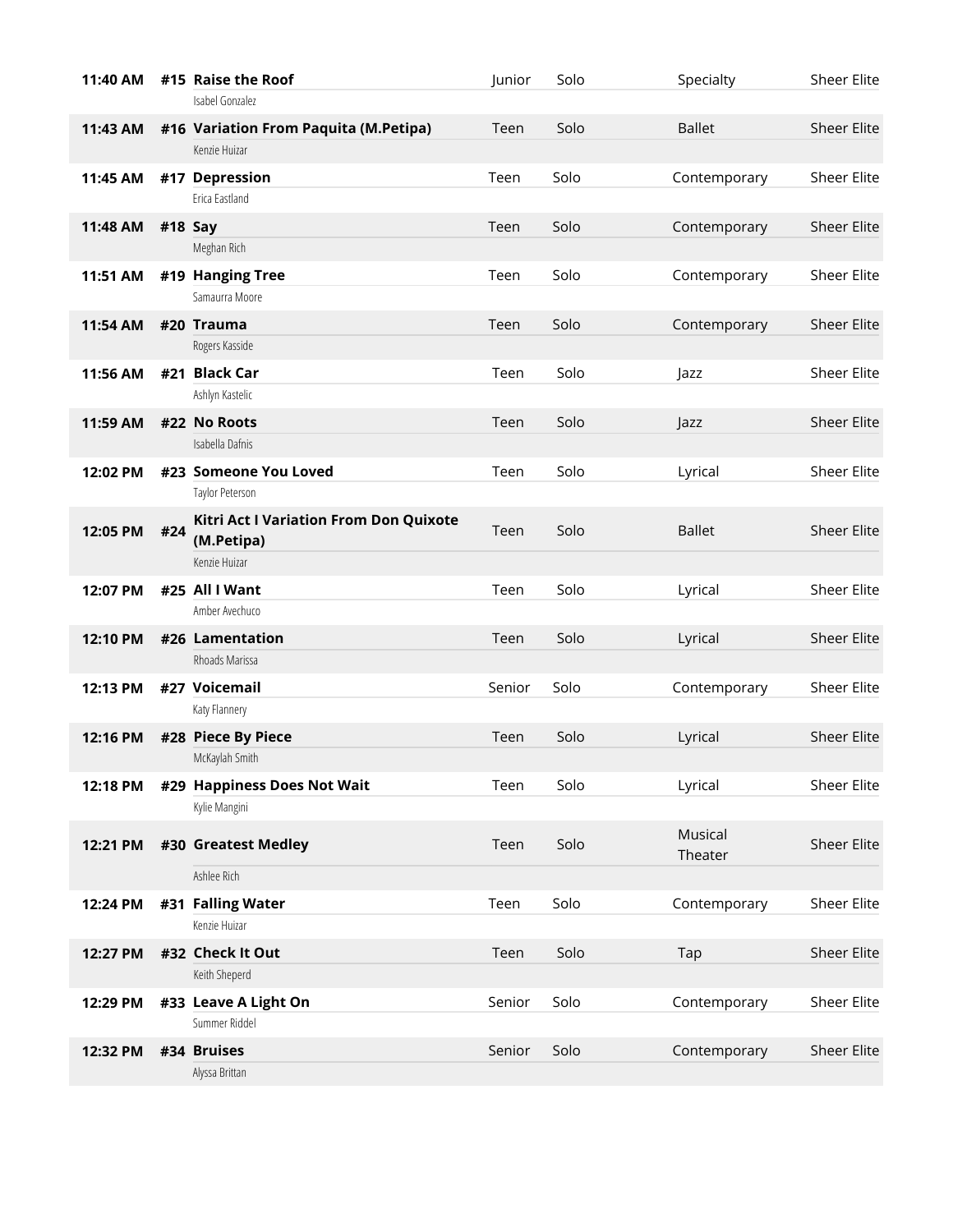| Time | # | Routine / Dancer | Age | Size | Category | Studio |
|---|---|---|---|---|---|---|
| 11:40 AM | #15 | **Raise the Roof**<br>Isabel Gonzalez | Junior | Solo | Specialty | Sheer Elite |
| 11:43 AM | #16 | **Variation From Paquita (M.Petipa)**<br>Kenzie Huizar | Teen | Solo | Ballet | Sheer Elite |
| 11:45 AM | #17 | **Depression**<br>Erica Eastland | Teen | Solo | Contemporary | Sheer Elite |
| 11:48 AM | #18 | **Say**<br>Meghan Rich | Teen | Solo | Contemporary | Sheer Elite |
| 11:51 AM | #19 | **Hanging Tree**<br>Samaurra Moore | Teen | Solo | Contemporary | Sheer Elite |
| 11:54 AM | #20 | **Trauma**<br>Rogers Kasside | Teen | Solo | Contemporary | Sheer Elite |
| 11:56 AM | #21 | **Black Car**<br>Ashlyn Kastelic | Teen | Solo | Jazz | Sheer Elite |
| 11:59 AM | #22 | **No Roots**<br>Isabella Dafnis | Teen | Solo | Jazz | Sheer Elite |
| 12:02 PM | #23 | **Someone You Loved**<br>Taylor Peterson | Teen | Solo | Lyrical | Sheer Elite |
| 12:05 PM | #24 | **Kitri Act I Variation From Don Quixote (M.Petipa)**<br>Kenzie Huizar | Teen | Solo | Ballet | Sheer Elite |
| 12:07 PM | #25 | **All I Want**<br>Amber Avechuco | Teen | Solo | Lyrical | Sheer Elite |
| 12:10 PM | #26 | **Lamentation**<br>Rhoads Marissa | Teen | Solo | Lyrical | Sheer Elite |
| 12:13 PM | #27 | **Voicemail**<br>Katy Flannery | Senior | Solo | Contemporary | Sheer Elite |
| 12:16 PM | #28 | **Piece By Piece**<br>McKaylah Smith | Teen | Solo | Lyrical | Sheer Elite |
| 12:18 PM | #29 | **Happiness Does Not Wait**<br>Kylie Mangini | Teen | Solo | Lyrical | Sheer Elite |
| 12:21 PM | #30 | **Greatest Medley**<br>Ashlee Rich | Teen | Solo | Musical Theater | Sheer Elite |
| 12:24 PM | #31 | **Falling Water**<br>Kenzie Huizar | Teen | Solo | Contemporary | Sheer Elite |
| 12:27 PM | #32 | **Check It Out**<br>Keith Sheperd | Teen | Solo | Tap | Sheer Elite |
| 12:29 PM | #33 | **Leave A Light On**<br>Summer Riddel | Senior | Solo | Contemporary | Sheer Elite |
| 12:32 PM | #34 | **Bruises**<br>Alyssa Brittan | Senior | Solo | Contemporary | Sheer Elite |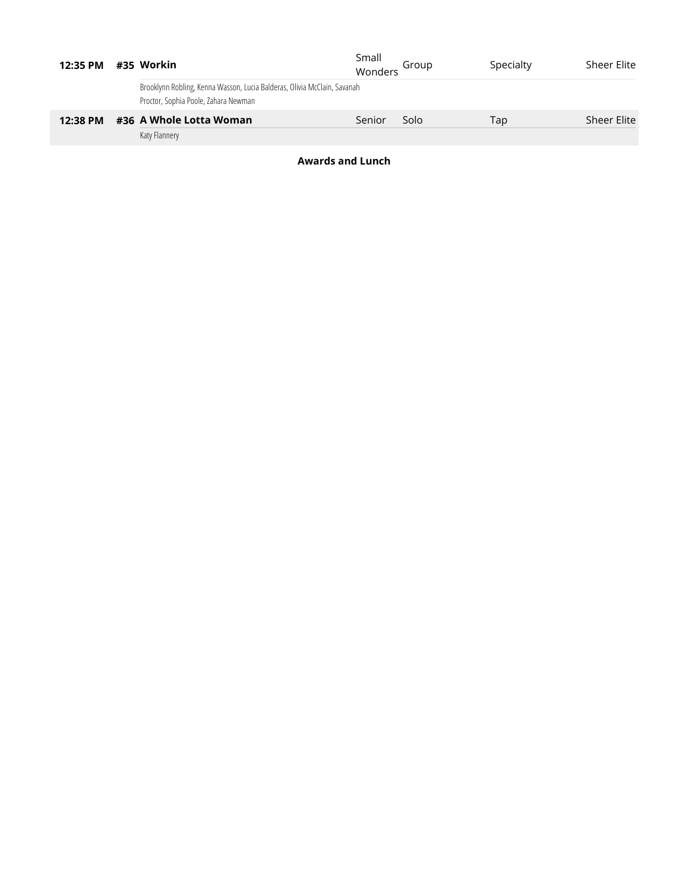| Time | # | Routine | Age Division | Category | Style | Studio |
|---|---|---|---|---|---|---|
| 12:35 PM | #35 | **Workin**<br>Brooklynn Robling, Kenna Wasson, Lucia Balderas, Olivia McClain, Savanah Proctor, Sophia Poole, Zahara Newman | Small Wonders | Group | Specialty | Sheer Elite |
| 12:38 PM | #36 | **A Whole Lotta Woman**<br>Katy Flannery | Senior | Solo | Tap | Sheer Elite |

**Awards and Lunch**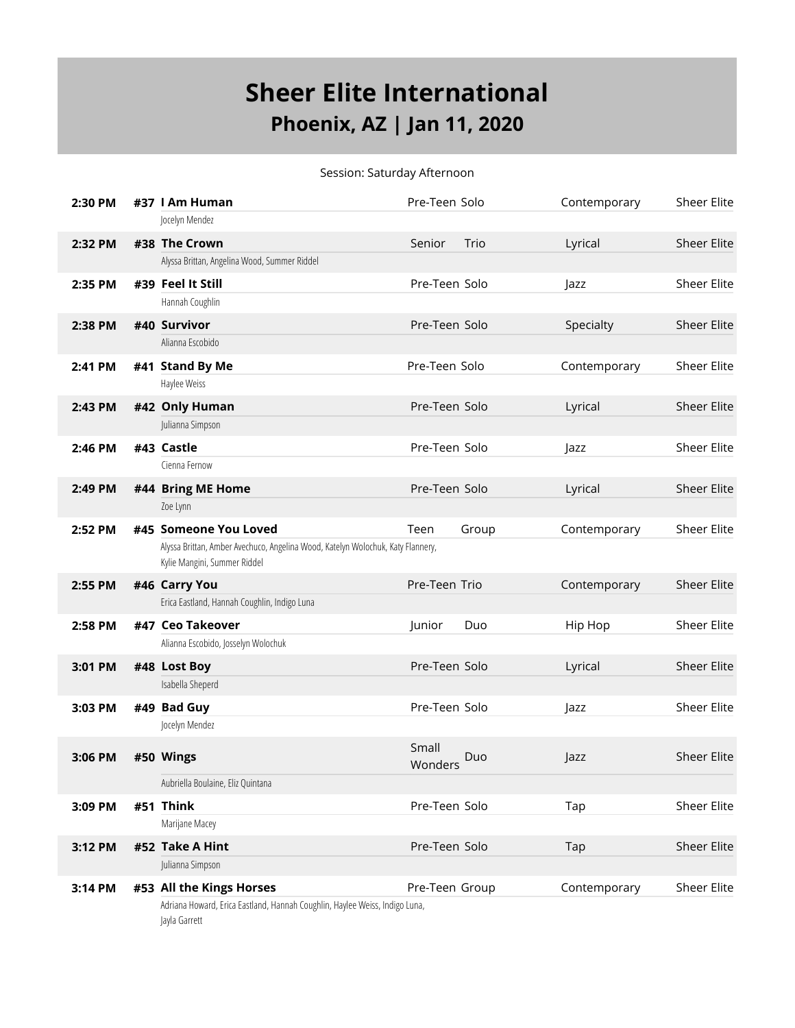# Sheer Elite International

## Phoenix, AZ | Jan 11, 2020

Session: Saturday Afternoon

| Time | # | Routine / Dancers | Age | Type | Style | Studio |
|---|---|---|---|---|---|---|
| 2:30 PM | #37 | **I Am Human**<br>Jocelyn Mendez | Pre-Teen | Solo | Contemporary | Sheer Elite |
| 2:32 PM | #38 | **The Crown**<br>Alyssa Brittan, Angelina Wood, Summer Riddel | Senior | Trio | Lyrical | Sheer Elite |
| 2:35 PM | #39 | **Feel It Still**<br>Hannah Coughlin | Pre-Teen | Solo | Jazz | Sheer Elite |
| 2:38 PM | #40 | **Survivor**<br>Alianna Escobido | Pre-Teen | Solo | Specialty | Sheer Elite |
| 2:41 PM | #41 | **Stand By Me**<br>Haylee Weiss | Pre-Teen | Solo | Contemporary | Sheer Elite |
| 2:43 PM | #42 | **Only Human**<br>Julianna Simpson | Pre-Teen | Solo | Lyrical | Sheer Elite |
| 2:46 PM | #43 | **Castle**<br>Cienna Fernow | Pre-Teen | Solo | Jazz | Sheer Elite |
| 2:49 PM | #44 | **Bring ME Home**<br>Zoe Lynn | Pre-Teen | Solo | Lyrical | Sheer Elite |
| 2:52 PM | #45 | **Someone You Loved**<br>Alyssa Brittan, Amber Avechuco, Angelina Wood, Katelyn Wolochuk, Katy Flannery, Kylie Mangini, Summer Riddel | Teen | Group | Contemporary | Sheer Elite |
| 2:55 PM | #46 | **Carry You**<br>Erica Eastland, Hannah Coughlin, Indigo Luna | Pre-Teen | Trio | Contemporary | Sheer Elite |
| 2:58 PM | #47 | **Ceo Takeover**<br>Alianna Escobido, Josselyn Wolochuk | Junior | Duo | Hip Hop | Sheer Elite |
| 3:01 PM | #48 | **Lost Boy**<br>Isabella Sheperd | Pre-Teen | Solo | Lyrical | Sheer Elite |
| 3:03 PM | #49 | **Bad Guy**<br>Jocelyn Mendez | Pre-Teen | Solo | Jazz | Sheer Elite |
| 3:06 PM | #50 | **Wings**<br>Aubriella Boulaine, Eliz Quintana | Small Wonders | Duo | Jazz | Sheer Elite |
| 3:09 PM | #51 | **Think**<br>Marijane Macey | Pre-Teen | Solo | Tap | Sheer Elite |
| 3:12 PM | #52 | **Take A Hint**<br>Julianna Simpson | Pre-Teen | Solo | Tap | Sheer Elite |
| 3:14 PM | #53 | **All the Kings Horses**<br>Adriana Howard, Erica Eastland, Hannah Coughlin, Haylee Weiss, Indigo Luna, Jayla Garrett | Pre-Teen | Group | Contemporary | Sheer Elite |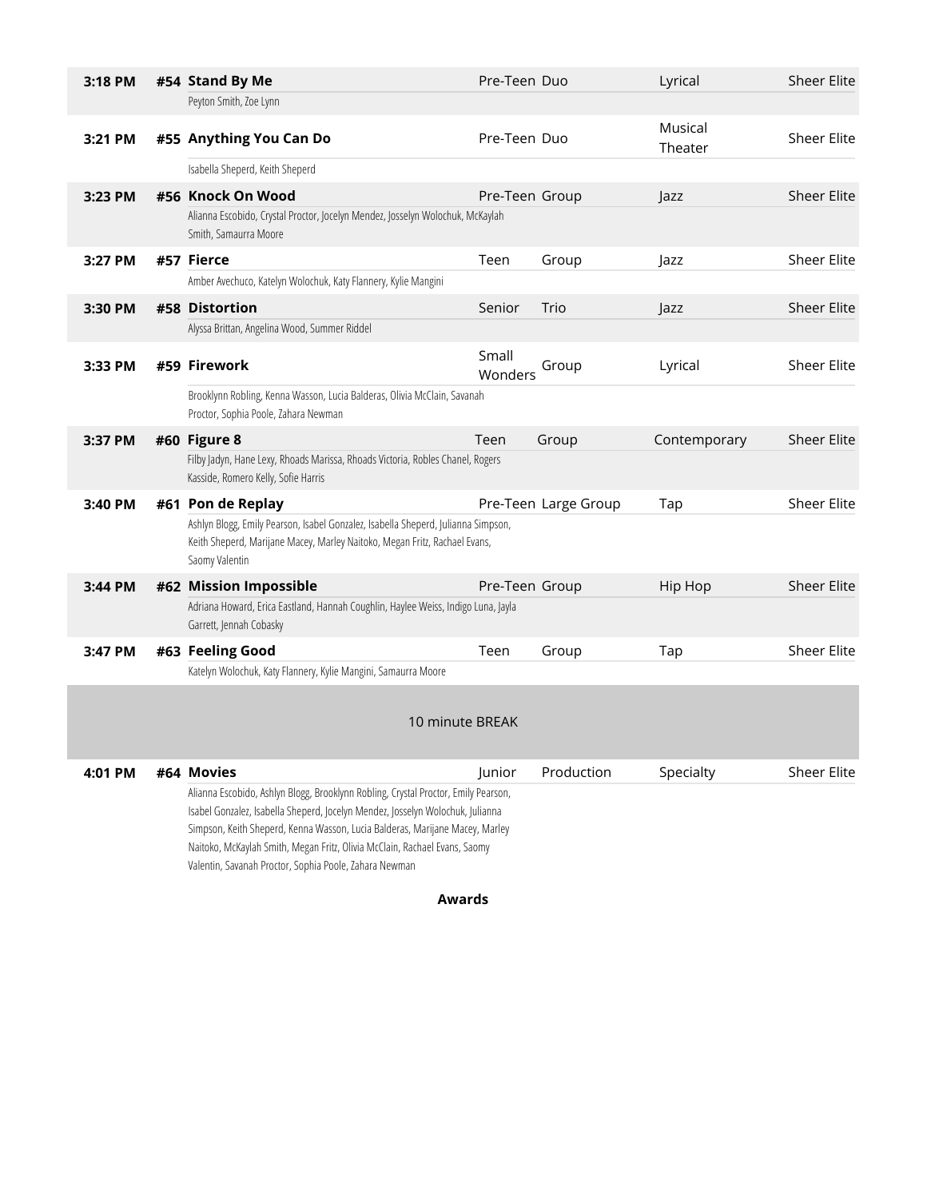| | | | | | | |
|---|---|---|---|---|---|---|
| 3:18 PM | #54 | **Stand By Me**<br>Peyton Smith, Zoe Lynn | Pre-Teen | Duo | Lyrical | Sheer Elite |
| 3:21 PM | #55 | **Anything You Can Do**<br>Isabella Sheperd, Keith Sheperd | Pre-Teen | Duo | Musical Theater | Sheer Elite |
| 3:23 PM | #56 | **Knock On Wood**<br>Alianna Escobido, Crystal Proctor, Jocelyn Mendez, Josselyn Wolochuk, McKaylah Smith, Samaurra Moore | Pre-Teen | Group | Jazz | Sheer Elite |
| 3:27 PM | #57 | **Fierce**<br>Amber Avechuco, Katelyn Wolochuk, Katy Flannery, Kylie Mangini | Teen | Group | Jazz | Sheer Elite |
| 3:30 PM | #58 | **Distortion**<br>Alyssa Brittan, Angelina Wood, Summer Riddel | Senior | Trio | Jazz | Sheer Elite |
| 3:33 PM | #59 | **Firework**<br>Brooklynn Robling, Kenna Wasson, Lucia Balderas, Olivia McClain, Savanah Proctor, Sophia Poole, Zahara Newman | Small Wonders | Group | Lyrical | Sheer Elite |
| 3:37 PM | #60 | **Figure 8**<br>Filby Jadyn, Hane Lexy, Rhoads Marissa, Rhoads Victoria, Robles Chanel, Rogers Kasside, Romero Kelly, Sofie Harris | Teen | Group | Contemporary | Sheer Elite |
| 3:40 PM | #61 | **Pon de Replay**<br>Ashlyn Blogg, Emily Pearson, Isabel Gonzalez, Isabella Sheperd, Julianna Simpson, Keith Sheperd, Marijane Macey, Marley Naitoko, Megan Fritz, Rachael Evans, Saomy Valentin | Pre-Teen | Large Group | Tap | Sheer Elite |
| 3:44 PM | #62 | **Mission Impossible**<br>Adriana Howard, Erica Eastland, Hannah Coughlin, Haylee Weiss, Indigo Luna, Jayla Garrett, Jennah Cobasky | Pre-Teen | Group | Hip Hop | Sheer Elite |
| 3:47 PM | #63 | **Feeling Good**<br>Katelyn Wolochuk, Katy Flannery, Kylie Mangini, Samaurra Moore | Teen | Group | Tap | Sheer Elite |
| | | 10 minute BREAK | | | | |
| 4:01 PM | #64 | **Movies**<br>Alianna Escobido, Ashlyn Blogg, Brooklynn Robling, Crystal Proctor, Emily Pearson, Isabel Gonzalez, Isabella Sheperd, Jocelyn Mendez, Josselyn Wolochuk, Julianna Simpson, Keith Sheperd, Kenna Wasson, Lucia Balderas, Marijane Macey, Marley Naitoko, McKaylah Smith, Megan Fritz, Olivia McClain, Rachael Evans, Saomy Valentin, Savanah Proctor, Sophia Poole, Zahara Newman | Junior | Production | Specialty | Sheer Elite |

**Awards**